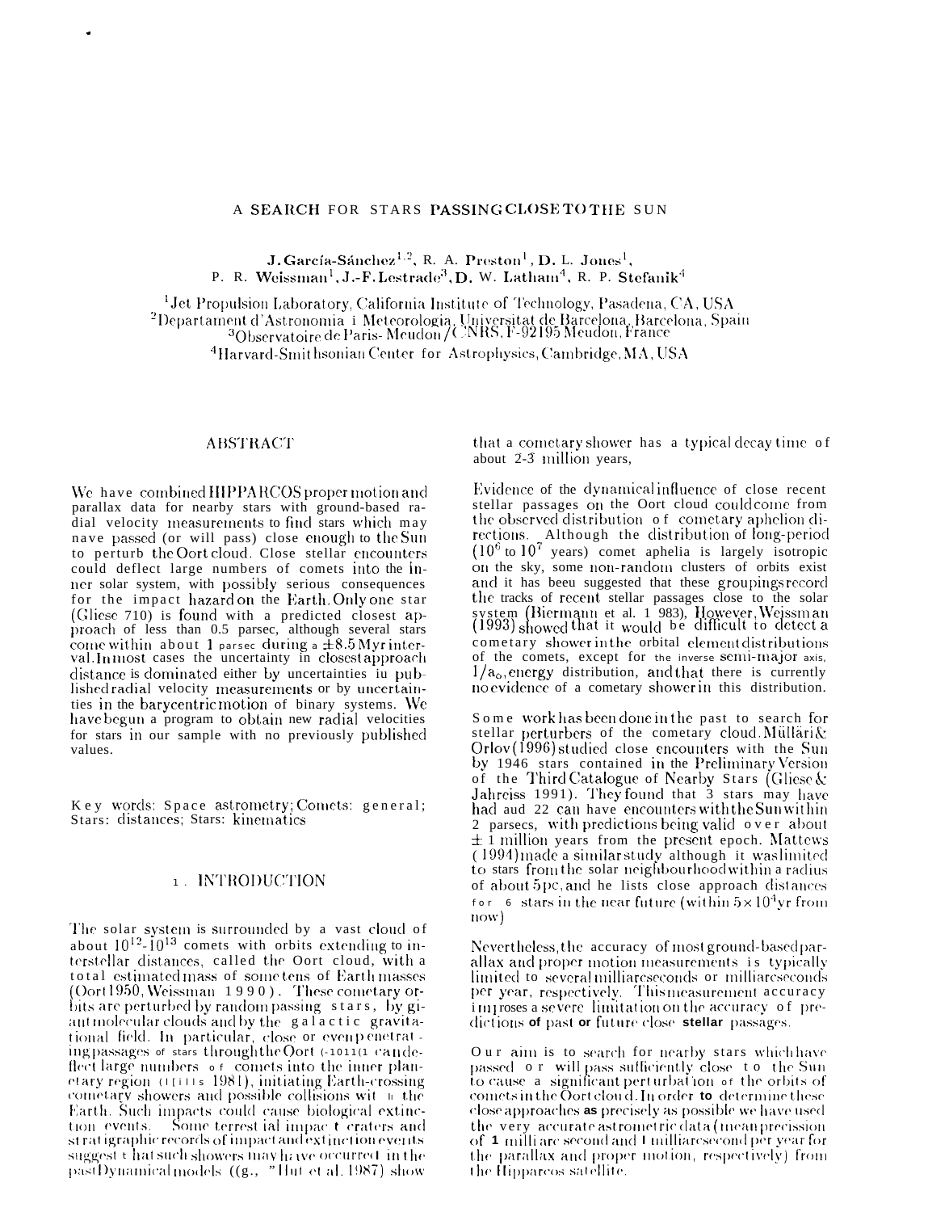# A SEARCH FOR STARS PASSING CLOSE TO THE SUN

**J. García-Sánchez**[1,2], R. A. **Preston**[1], **D.** L. **Jones**[1], P. R. **Weissman**[1], **J.-F. Lestrade**[3], **D.** W. **Latham**[4], R. P. **Stefanik**[4]

[1]Jet Propulsion Laboratory, California Institute of Technology, Pasadena, CA, USA
[2]Departament d'Astronomia i Meteorologia, Universitat de Barcelona, Barcelona, Spain
[3]Observatoire de Paris- Meudon / CNRS, F-92195 Meudon, France
[4]Harvard-Smithsonian Center for Astrophysics, Cambridge, MA, USA

## ABSTRACT

We have combined HIPPARCOS proper motion and parallax data for nearby stars with ground-based radial velocity measurements to find stars which may have passed (or will pass) close enough to the Sun to perturb the Oort cloud. Close stellar encounters could deflect large numbers of comets into the inner solar system, with possibly serious consequences for the impact hazard on the Earth. Only one star (Gliese 710) is found with a predicted closest approach of less than 0.5 parsec, although several stars come within about 1 parsec during a ±8.5 Myr interval. In most cases the uncertainty in closest approach distance is dominated either by uncertainties in published radial velocity measurements or by uncertainties in the barycentric motion of binary systems. We have begun a program to obtain new radial velocities for stars in our sample with no previously published values.

Key words: Space astrometry; Comets: general; Stars: distances; Stars: kinematics

## 1. INTRODUCTION

The solar system is surrounded by a vast cloud of about $10^{12}$-$10^{13}$ comets with orbits extending to interstellar distances, called the Oort cloud, with a total estimated mass of some tens of Earth masses (Oort 1950, Weissman 1990). These cometary orbits are perturbed by random passing stars, by giant molecular clouds and by the galactic gravitational field. In particular, close or even penetrating passages of stars through the Oort cloud can deflect large numbers of comets into the inner planetary region (Hills 1981), initiating Earth-crossing cometary showers and possible collisions with the Earth. Such impacts could cause biological extinction events. Some terrestrial impact craters and stratigraphic records of impact and extinction events suggest that such showers may have occurred in the past Dynamical models (e.g., Hut et al. 1987) show that a cometary shower has a typical decay time of about 2-3 million years,

Evidence of the dynamical influence of close recent stellar passages on the Oort cloud could come from the observed distribution of cometary aphelion directions. Although the distribution of long-period ($10^6$ to $10^7$ years) comet aphelia is largely isotropic on the sky, some non-random clusters of orbits exist and it has been suggested that these groupings record the tracks of recent stellar passages close to the solar system (Biermann et al. 1983), However, Weissman (1993) showed that it would be difficult to detect a cometary shower in the orbital element distributions of the comets, except for the inverse semi-major axis, $1/a_o$, energy distribution, and that there is currently no evidence of a cometary shower in this distribution.

Some work has been done in the past to search for stellar perturbers of the cometary cloud. Mülläri & Orlov (1996) studied close encounters with the Sun by 1946 stars contained in the Preliminary Version of the Third Catalogue of Nearby Stars (Gliese & Jahreiss 1991). They found that 3 stars may have had and 22 can have encounters with the Sun within 2 parsecs, with predictions being valid over about ± 1 million years from the present epoch. Mattews (1994) made a similar study although it was limited to stars from the solar neighbourhood within a radius of about 5pc, and he lists close approach distances for 6 stars in the near future (within $5\times10^4$yr from now)

Nevertheless, the accuracy of most ground-based parallax and proper motion measurements is typically limited to several milliarcseconds or milliarcseconds per year, respectively. This measurement accuracy imposes a severe limitation on the accuracy of predictions **of** past **or** future close **stellar** passages.

Our aim is to search for nearby stars which have passed or will pass sufficiently close to the Sun to cause a significant perturbation of the orbits of comets in the Oort cloud. In order **to** determine these close approaches **as** precisely as possible we have used the very accurate astrometric data (mean precision of **1** milliarcsecond and 1 milliarcsecond per year for the parallax and proper motion, respectively) from the Hipparcos satellite.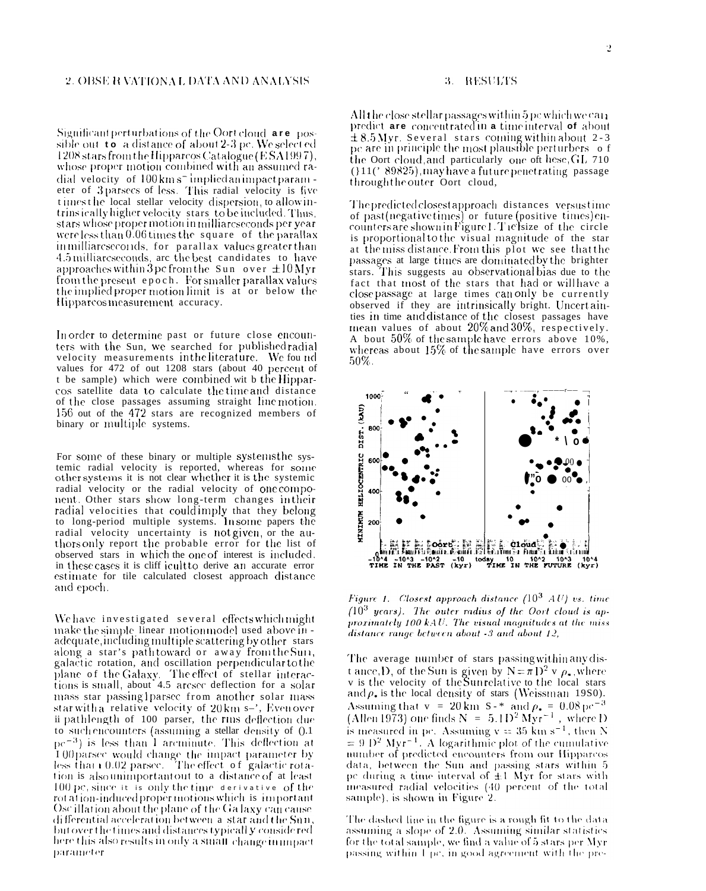## 2. OBSERVATIONAL DATA AND ANALYSIS

Significant perturbations of the Oort cloud are possible out to a distance of about 2-3 pc. We selected 1208 stars from the Hipparcos Catalogue (ESA 1997), whose proper motion combined with an assumed radial velocity of 100 km s$^{-1}$ implied an impact parameter of 3 parsecs of less. This radial velocity is five times the local stellar velocity dispersion, to allow intrinsically higher velocity stars to be included. Thus, stars whose proper motion in milliarcseconds per year were less than 0.06 times the square of the parallax in milliarcseconds, for parallax values greater than 4.5 milliarcseconds, are the best candidates to have approaches within 3 pc from the Sun over ±10 Myr from the present epoch. For smaller parallax values the implied proper motion limit is at or below the Hipparcos measurement accuracy.

In order to determine past or future close encounters with the Sun, we searched for published radial velocity measurements in the literature. We found values for 472 of out 1208 stars (about 40 percent of the sample) which were combined with the Hipparcos satellite data to calculate the time and distance of the close passages assuming straight line motion. 156 out of the 472 stars are recognized members of binary or multiple systems.

For some of these binary or multiple systems the systemic radial velocity is reported, whereas for some other systems it is not clear whether it is the systemic radial velocity or the radial velocity of one component. Other stars show long-term changes in their radial velocities that could imply that they belong to long-period multiple systems. In some papers the radial velocity uncertainty is not given, or the authors only report the probable error for the list of observed stars in which the one of interest is included. in these cases it is difficult to derive an accurate error estimate for the calculated closest approach distance and epoch.

We have investigated several effects which might make the simple linear motion model used above inadequate, including multiple scattering by other stars along a star's path toward or away from the Sun, galactic rotation, and oscillation perpendicular to the plane of the Galaxy. The effect of stellar interactions is small, about 4 arcsec deflection for a solar mass star passing 1 parsec from another solar mass star with a relative velocity of 20 km s$^{-1}$. Even over a pathlength of 100 parsec, the rms deflection due to such encounters (assuming a stellar density of 0.1 pc$^{-3}$) is less than 1 arcminute. This deflection at 100 parsec would change the impact parameter by less than 0.02 parsec. The effect of galactic rotation is also unimportant out to a distance of at least 100 pc, since it is only the time derivative of the rotation-induced proper motions which is important. Oscillation about the plane of the Galaxy can cause differential acceleration between a star and the Sun, but over the times and distances typically considered here this also results in only a small change in impact parameter.

## 3. RESULTS

All the close stellar passages within 5 pc which we can predict are concentrated in a time interval of about ±8.5 Myr. Several stars coming within about 2-3 pc are in principle the most plausible perturbers of the Oort cloud, and particularly one of these, GL 710 (HIC 89825), may have a future penetrating passage through the outer Oort cloud.

The predicted closest approach distances versus time of past (negative times) or future (positive times) encounters are shown in Figure 1. The size of the circle is proportional to the visual magnitude of the star at the miss distance. From this plot we see that the passages at large times are dominated by the brighter stars. This suggests an observational bias due to the fact that most of the stars that had or will have a close passage at large times can only be currently observed if they are intrinsically bright. Uncertainties in time and distance of the closest passages have mean values of about 20% and 30%, respectively. About 50% of the sample have errors above 10%, whereas about 15% of the sample have errors over 50%.

*Figure 1. Closest approach distance ($10^3$ AU) vs. time ($10^3$ years). The outer radius of the Oort cloud is approximately 100 kAU. The visual magnitudes at the miss distance range between about -3 and about 12,*

The average number of stars passing within any distance, D, of the Sun is given by $N = \pi D^2 v \rho_*$, where v is the velocity of the Sun relative to the local stars and $\rho_*$ is the local density of stars (Weissman 1980). Assuming that v = 20 km s$^{-1}$ and $\rho_*$ = 0.08 pc$^{-3}$ (Allen 1973) one finds N = 5.1 D$^2$ Myr$^{-1}$, where D is measured in pc. Assuming v = 35 km s$^{-1}$, then N = 9 D$^2$ Myr$^{-1}$. A logarithmic plot of the cumulative number of predicted encounters from our Hipparcos data, between the Sun and passing stars within 5 pc during a time interval of ±1 Myr for stars with measured radial velocities (40 percent of the total sample), is shown in Figure 2.

The dashed line in the figure is a rough fit to the data assuming a slope of 2.0. Assuming similar statistics for the total sample, we find a value of 5 stars per Myr passing within 1 pc, in good agreement with the pre-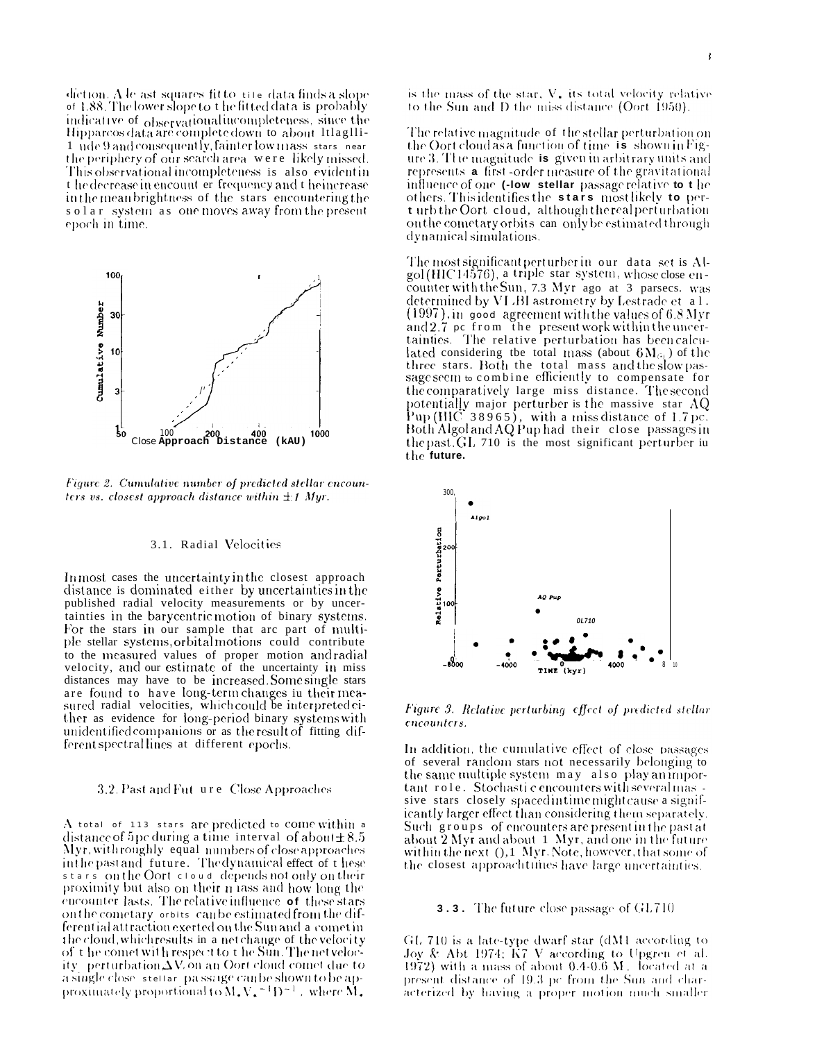diction. A least squares fit to the data finds a slope of 1.88. The lower slope to the fitted data is probably indicative of observational incompleteness, since the Hipparcos data are complete down to about magnitude 9 and consequently, fainter low mass stars near the periphery of our search area were likely missed. This observational incompleteness is also evident in the decrease in encounter frequency and the increase in the mean brightness of the stars encountering the solar system as one moves away from the present epoch in time.

*Figure 2. Cumulative number of predicted stellar encounters vs. closest approach distance within ±1 Myr.*

### 3.1. Radial Velocities

In most cases the uncertainty in the closest approach distance is dominated either by uncertainties in the published radial velocity measurements or by uncertainties in the barycentric motion of binary systems. For the stars in our sample that are part of multiple stellar systems, orbital motions could contribute to the measured values of proper motion and radial velocity, and our estimate of the uncertainty in miss distances may have to be increased. Some single stars are found to have long-term changes in their measured radial velocities, which could be interpreted either as evidence for long-period binary systems with unidentified companions or as the result of fitting different spectral lines at different epochs.

### 3.2. Past and Future Close Approaches

A total of 113 stars are predicted to come within a distance of 5 pc during a time interval of about ±8.5 Myr, with roughly equal numbers of close approaches in the past and future. The dynamical effect of these stars on the Oort cloud depends not only on their proximity but also on their mass and how long the encounter lasts. The relative influence of these stars on the cometary orbits can be estimated from the differential attraction exerted on the Sun and a comet in the cloud, which results in a net change of the velocity of the comet with respect to the Sun. The net velocity perturbation $\Delta V$ on an Oort cloud comet due to a single close stellar passage can be shown to be approximately proportional to $M_* V_*^{-1} D^{-1}$, where $M_*$ is the mass of the star, $V_*$ its total velocity relative to the Sun and D the miss distance (Oort 1950).

The relative magnitude of the stellar perturbation on the Oort cloud as a function of time is shown in Figure 3. The magnitude is given in arbitrary units and represents a first-order measure of the gravitational influence of one stellar passage relative to the others. This identifies the stars most likely to perturb the Oort cloud, although the real perturbation on the cometary orbits can only be estimated through dynamical simulations.

The most significant perturber in our data set is Algol (HIC 14576), a triple star system, whose close encounter with the Sun, 7.3 Myr ago at 3 parsecs, was determined by VLBI astrometry by Lestrade et al. (1997), in good agreement with the values of 6.8 Myr and 2.7 pc from the present work within the uncertainties. The relative perturbation has been calculated considering the total mass (about $6 M_\odot$) of the three stars. Both the total mass and the slow passage seem to combine efficiently to compensate for the comparatively large miss distance. The second potentially major perturber is the massive star AQ Pup (HIC 38965), with a miss distance of 1.7 pc. Both Algol and AQ Pup had their close passages in the past. GL 710 is the most significant perturber in the future.

*Figure 3. Relative perturbing effect of predicted stellar encounters.*

In addition, the cumulative effect of close passages of several random stars not necessarily belonging to the same multiple system may also play an important role. Stochastic encounters with several massive stars closely spaced in time might cause a significantly larger effect than considering them separately. Such groups of encounters are present in the past at about 2 Myr and about 1 Myr, and one in the future within the next 0.1 Myr. Note, however, that some of the closest approach times have large uncertainties.

### 3.3. The future close passage of GL710

GL 710 is a late-type dwarf star (dM1 according to Joy & Abt 1974; K7 V according to Upgren et al. 1972) with a mass of about 0.4-0.6 M, located at a present distance of 19.3 pc from the Sun and characterized by having a proper motion much smaller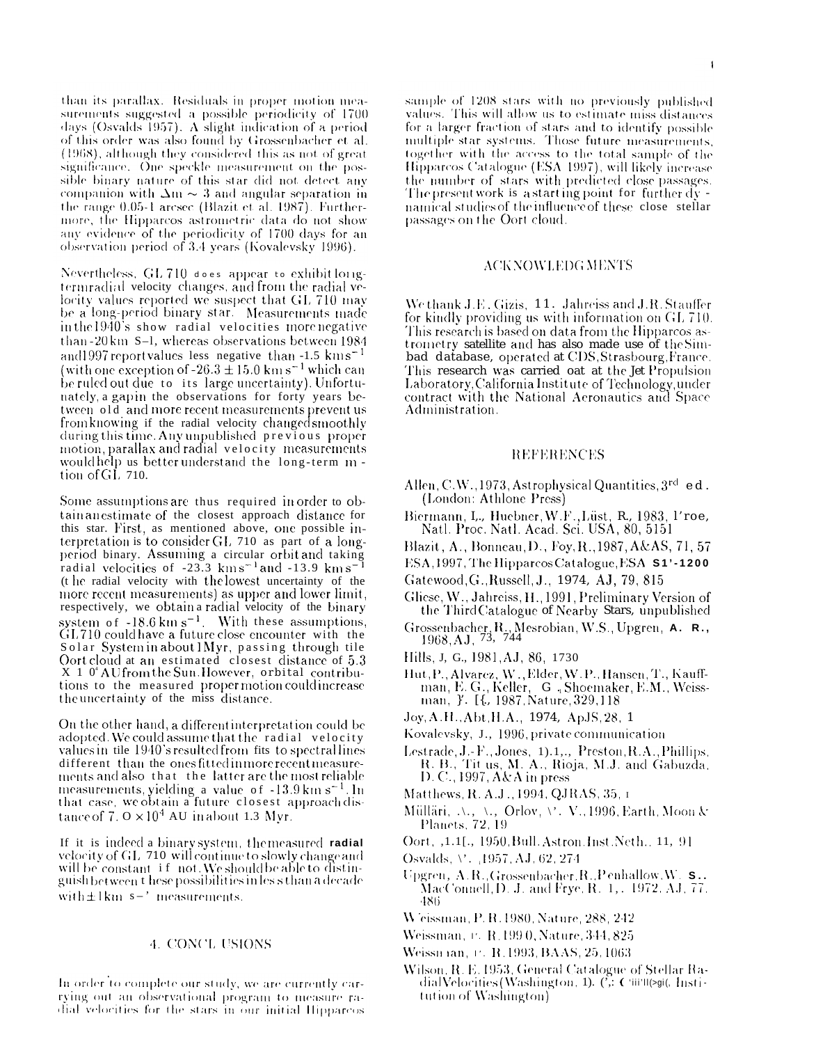than its parallax. Residuals in proper motion measurements suggested a possible periodicity of 1700 days (Osvalds 1957). A slight indication of a period of this order was also found by Grossenbacher et al. (1968), although they considered this as not of great significance. One speckle measurement on the possible binary nature of this star did not detect any companion with $\Delta m \sim 3$ and angular separation in the range 0.05-1 arcsec (Blazit et al. 1987). Furthermore, the Hipparcos astrometric data do not show any evidence of the periodicity of 1700 days for an observation period of 3.4 years (Kovalevsky 1996).

Nevertheless, GL 710 does appear to exhibit long-term radial velocity changes, and from the radial velocity values reported we suspect that GL 710 may be a long-period binary star. Measurements made in the 1940's show radial velocities more negative than -20 km $s^{-1}$, whereas observations between 1984 and 1997 report values less negative than -1.5 km $s^{-1}$ (with one exception of -26.3 ± 15.0 km $s^{-1}$ which can be ruled out due to its large uncertainty). Unfortunately, a gap in the observations for forty years between old and more recent measurements prevent us from knowing if the radial velocity changed smoothly during this time. Any unpublished previous proper motion, parallax and radial velocity measurements would help us better understand the long-term motion of GL 710.

Some assumptions are thus required in order to obtain an estimate of the closest approach distance for this star. First, as mentioned above, one possible interpretation is to consider GL 710 as part of a long-period binary. Assuming a circular orbit and taking radial velocities of -23.3 km $s^{-1}$ and -13.9 km $s^{-1}$ (the radial velocity with the lowest uncertainty of the more recent measurements) as upper and lower limit, respectively, we obtain a radial velocity of the binary system of -18.6 km $s^{-1}$. With these assumptions, GL 710 could have a future close encounter with the Solar System in about 1 Myr, passing through the Oort cloud at an estimated closest distance of $5.3 \times 10^4$ AU from the Sun. However, orbital contributions to the measured proper motion could increase the uncertainty of the miss distance.

On the other hand, a different interpretation could be adopted. We could assume that the radial velocity values in the 1940's resulted from fits to spectral lines different than the ones fitted in more recent measurements and also that the latter are the most reliable measurements, yielding a value of -13.9 km $s^{-1}$. In that case, we obtain a future closest approach distance of $7.0 \times 10^4$ AU in about 1.3 Myr.

If it is indeed a binary system, the measured radial velocity of GL 710 will continue to slowly change and will be constant if not. We should be able to distinguish between these possibilities in less than a decade with ±1 km $s^{-1}$ measurements.

## 4. CONCLUSIONS

In order to complete our study, we are currently carrying out an observational program to measure radial velocities for the stars in our initial Hipparcos sample of 1208 stars with no previously published values. This will allow us to estimate miss distances for a larger fraction of stars and to identify possible multiple star systems. Those future measurements, together with the access to the total sample of the Hipparcos Catalogue (ESA 1997), will likely increase the number of stars with predicted close passages. The present work is a starting point for further dynamical studies of the influence of these close stellar passages on the Oort cloud.

## ACKNOWLEDGMENTS

We thank J.E. Gizis, H. Jahreiss and J.R. Stauffer for kindly providing us with information on GL 710. This research is based on data from the Hipparcos astrometry satellite and has also made use of the Simbad database, operated at CDS, Strasbourg, France. This research was carried out at the Jet Propulsion Laboratory, California Institute of Technology, under contract with the National Aeronautics and Space Administration.

## REFERENCES

- Allen, C.W., 1973, Astrophysical Quantities, 3rd ed. (London: Athlone Press)
- Biermann, L., Huebner, W.F., Lüst, R., 1983, Proc. Natl. Acad. Sci. USA, 80, 5151
- Blazit, A., Bonneau, D., Foy, R., 1987, A&AS, 71, 57
- ESA, 1997, The Hipparcos Catalogue, ESA SP-1200
- Gatewood, G., Russell, J., 1974, AJ, 79, 815
- Gliese, W., Jahreiss, H., 1991, Preliminary Version of the Third Catalogue of Nearby Stars, unpublished
- Grossenbacher, R., Mesrobian, W.S., Upgren, A. R., 1968, AJ, 73, 744
- Hills, J. G., 1981, AJ, 86, 1730
- Hut, P., Alvarez, W., Elder, W.P., Hansen, T., Kauffman, E. G., Keller, G., Shoemaker, E.M., Weissman, P. R., 1987, Nature, 329, 118
- Joy, A.H., Abt, H.A., 1974, ApJS, 28, 1
- Kovalevsky, J., 1996, private communication
- Lestrade, J.-F., Jones, D.L., Preston, R.A., Phillips, R. B., Titus, M. A., Rioja, M.J. and Gabuzda, D. C., 1997, A&A in press
- Matthews, R. A.J., 1994, QJRAS, 35, 1
- Mülläri, A., A., Orlov, V. V., 1996, Earth, Moon & Planets, 72, 19
- Oort, J.H., 1950, Bull. Astron. Inst. Neth., 11, 91
- Osvalds, V., 1957, AJ, 62, 274
- Upgren, A.R., Grossenbacher, R., Penhallow, W. S., MacConnell, D. J. and Frye, R. L., 1972, AJ, 77, 486
- Weissman, P. R. 1980, Nature, 288, 242
- Weissman, P. R. 1990, Nature, 344, 825
- Weissman, P. R. 1993, BAAS, 25, 1063
- Wilson, R. E. 1953, General Catalogue of Stellar Radial Velocities (Washington, D. C.: Carnegie Institution of Washington)